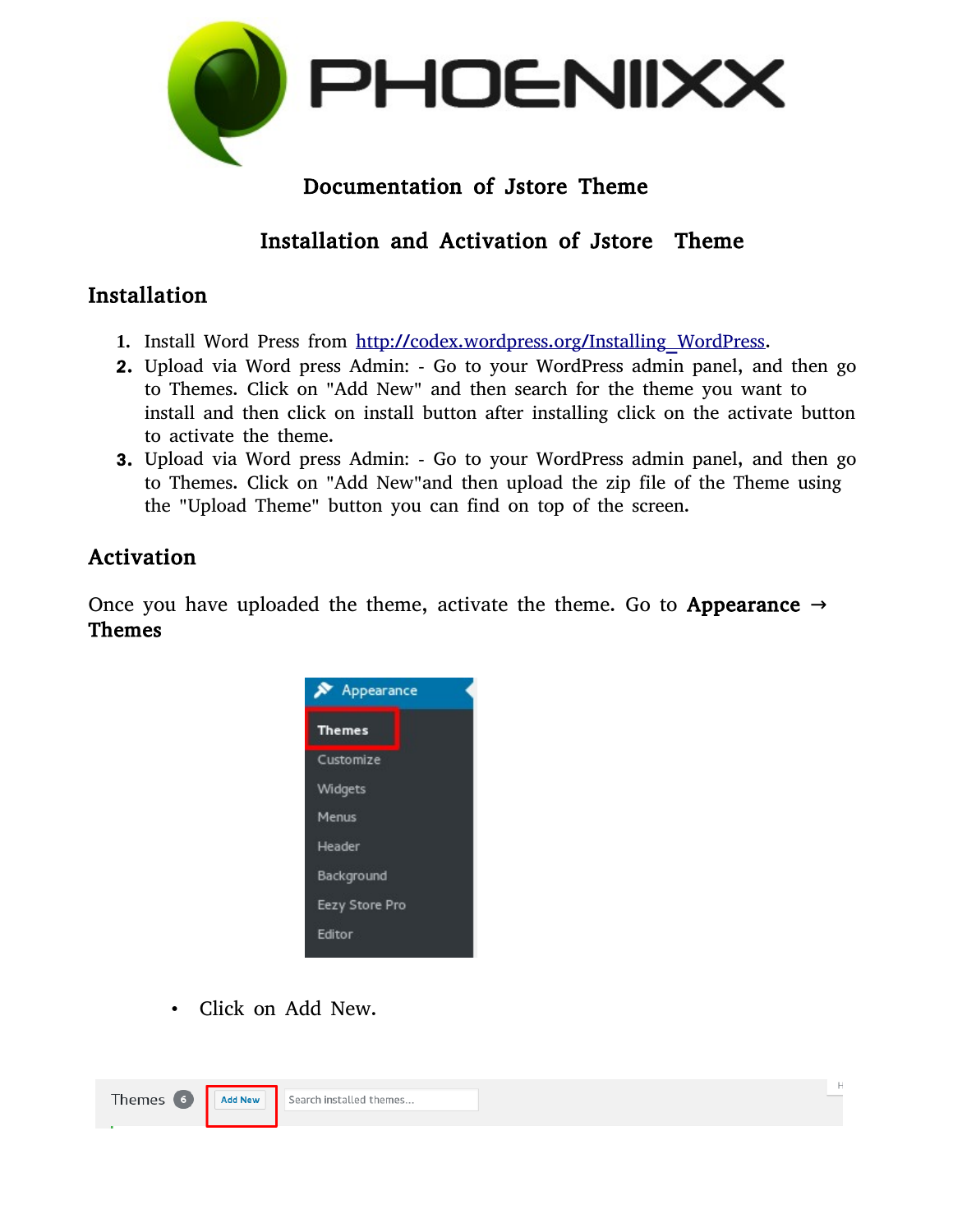# Documentation of Jstore Theme

## Installation and Activation of Jstore Theme

### Installation

1. Install Word Press from [http://codex.wordpress.org/Installing_WordPress](http://codex.wordpress.org/Installing_WordPress).
2. Upload via Word press Admin: - Go to your WordPress admin panel, and then go to Themes. Click on "Add New" and then search for the theme you want to install and then click on install button after installing click on the activate button to activate the theme.
3. Upload via Word press Admin: - Go to your WordPress admin panel, and then go to Themes. Click on "Add New"and then upload the zip file of the Theme using the "Upload Theme" button you can find on top of the screen.

### Activation

Once you have uploaded the theme, activate the theme. Go to **Appearance → Themes**

- Click on Add New.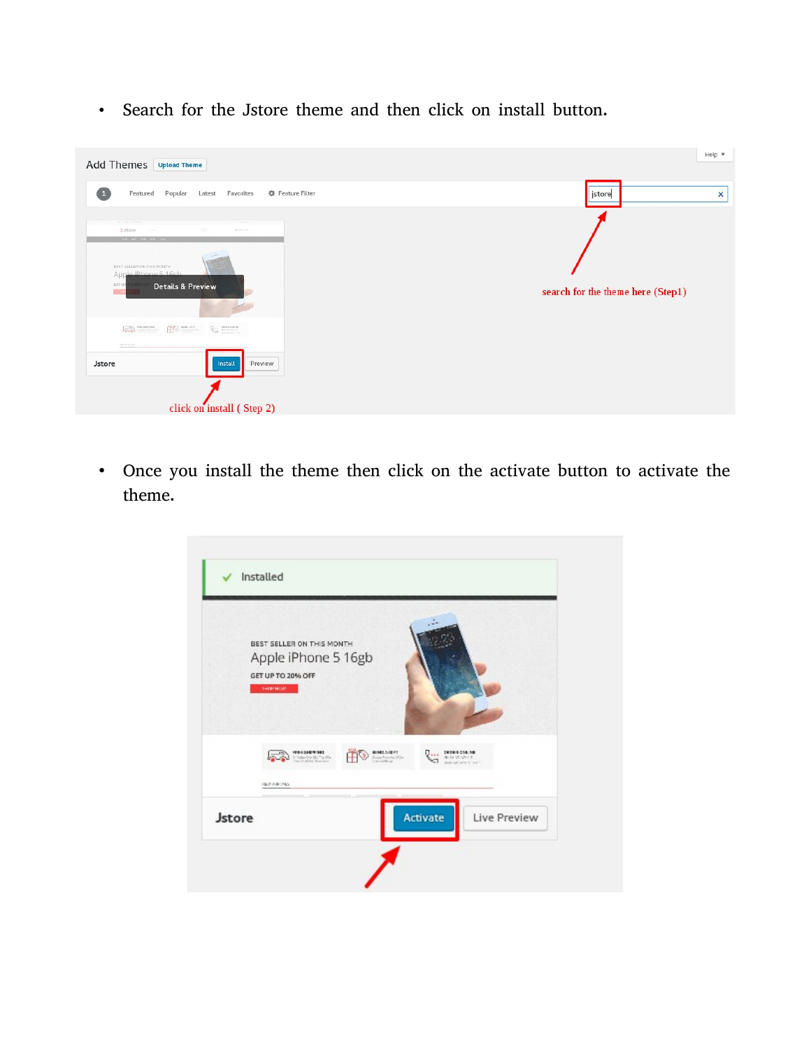- Search for the Jstore theme and then click on install button.

- Once you install the theme then click on the activate button to activate the theme.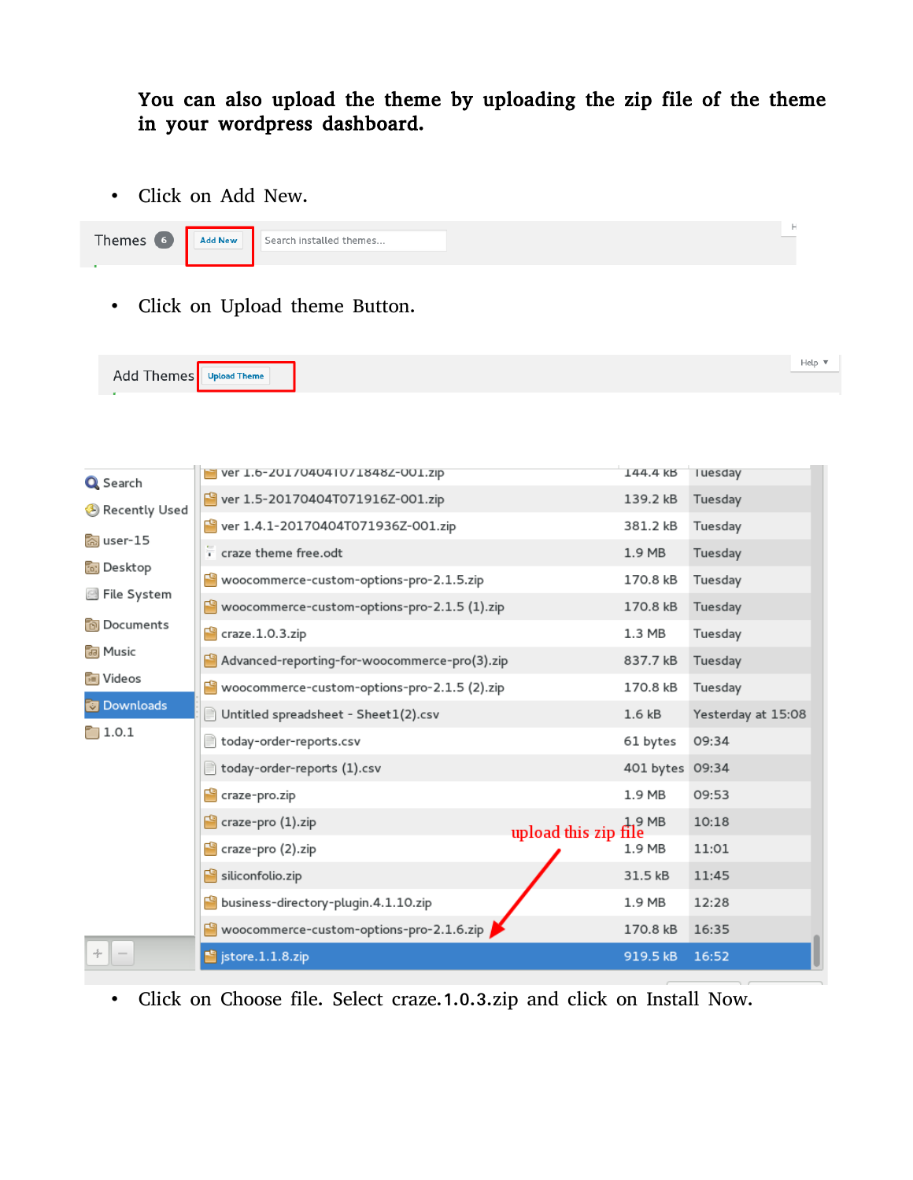**You can also upload the theme by uploading the zip file of the theme in your wordpress dashboard.**

- Click on Add New.

- Click on Upload theme Button.

- Click on Choose file. Select craze.1.0.3.zip and click on Install Now.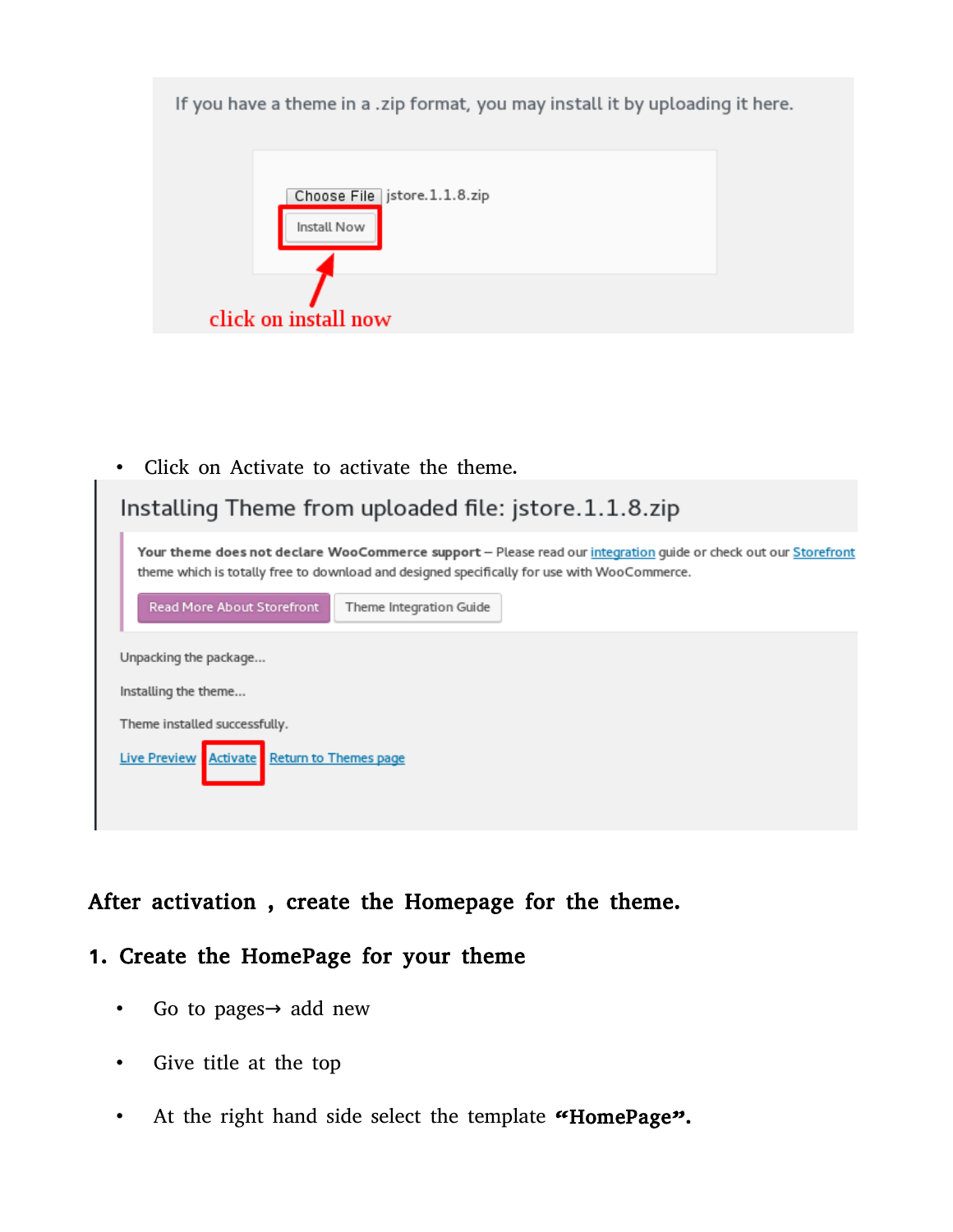If you have a theme in a .zip format, you may install it by uploading it here.

Choose File jstore.1.1.8.zip

Install Now

click on install now

- Click on Activate to activate the theme.

Installing Theme from uploaded file: jstore.1.1.8.zip

**Your theme does not declare WooCommerce support** – Please read our integration guide or check out our Storefront theme which is totally free to download and designed specifically for use with WooCommerce.

Read More About Storefront | Theme Integration Guide

Unpacking the package...

Installing the theme...

Theme installed successfully.

Live Preview | Activate | Return to Themes page

**After activation , create the Homepage for the theme.**

**1. Create the HomePage for your theme**

- Go to pages→ add new
- Give title at the top
- At the right hand side select the template **"HomePage".**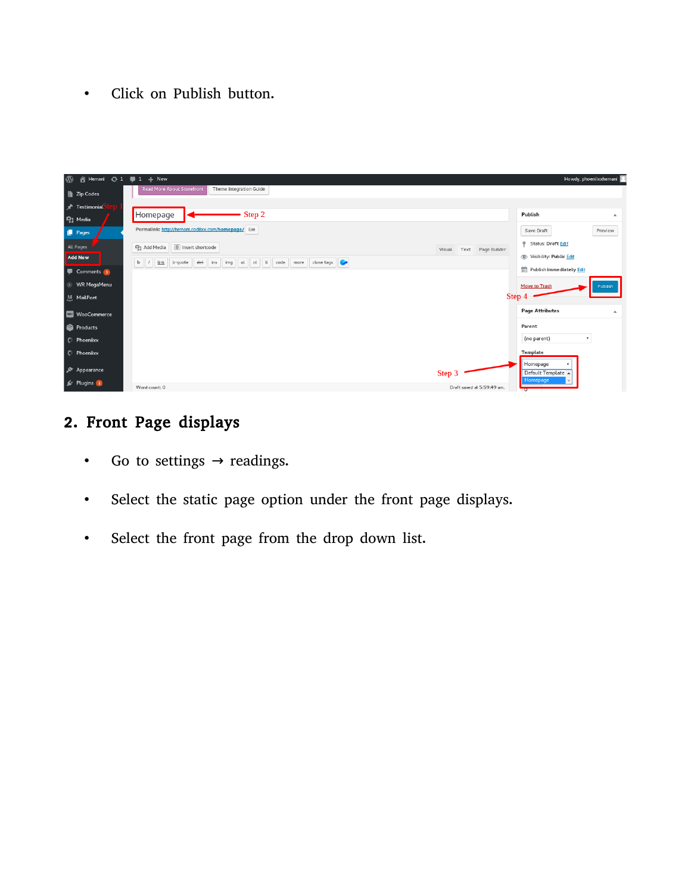- Click on Publish button.

## 2. Front Page displays

- Go to settings → readings.
- Select the static page option under the front page displays.
- Select the front page from the drop down list.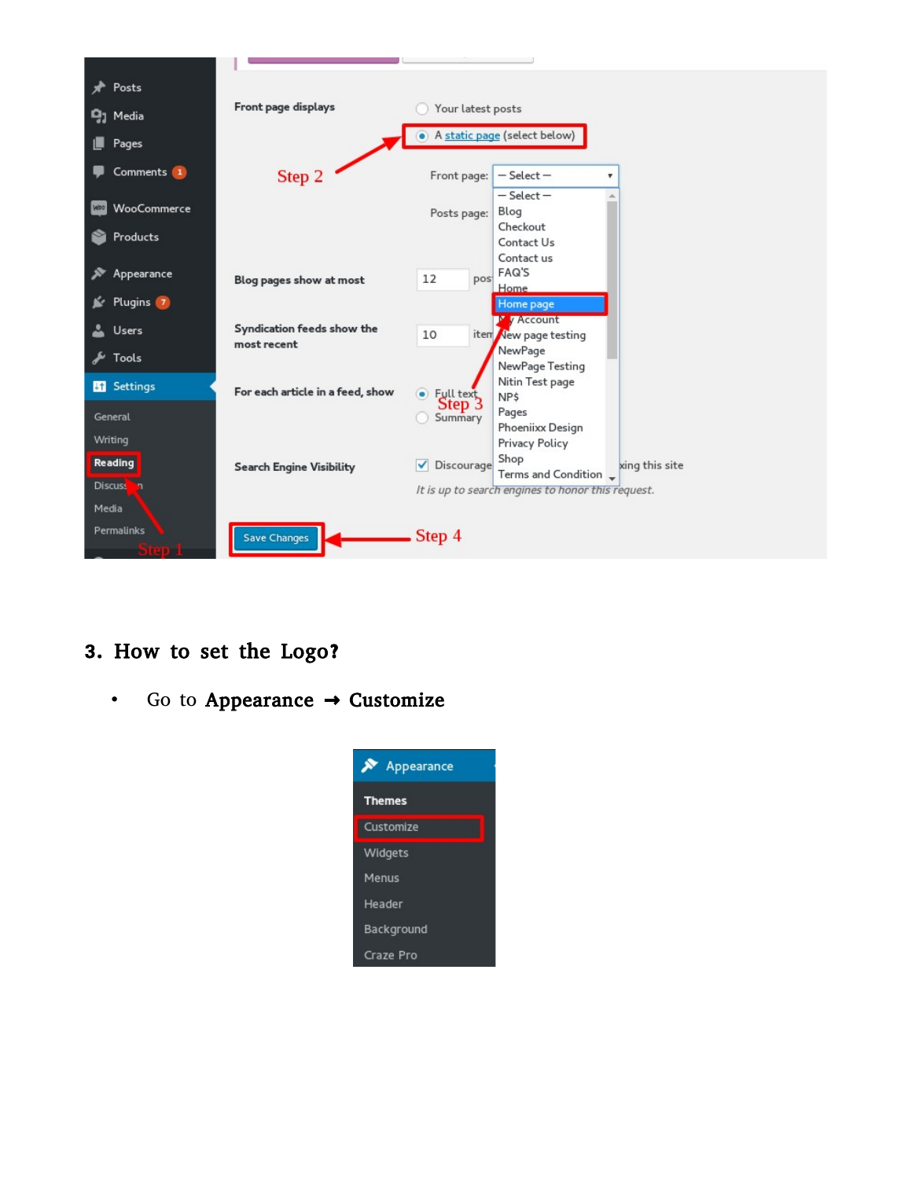## 3. How to set the Logo?

- Go to **Appearance → Customize**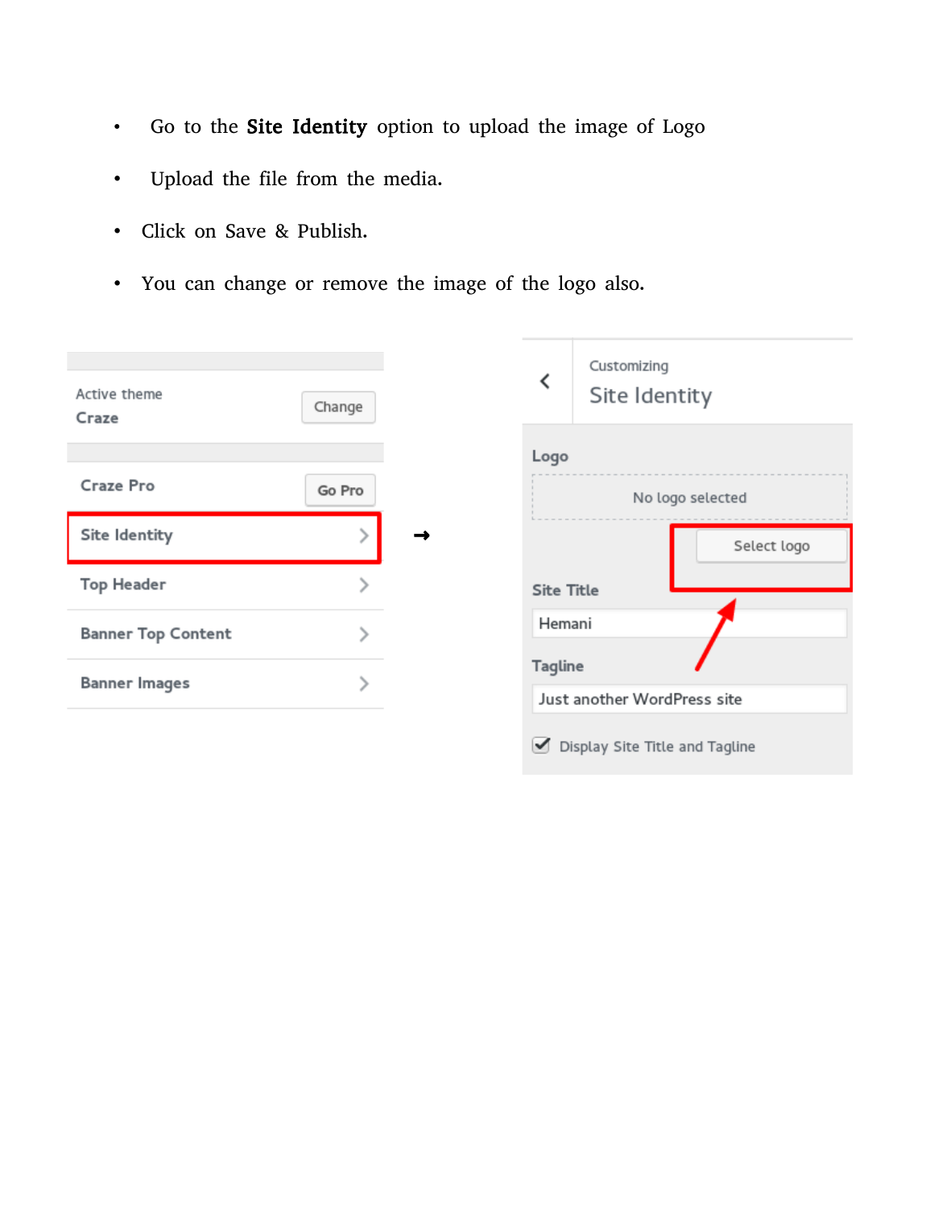- Go to the **Site Identity** option to upload the image of Logo
- Upload the file from the media.
- Click on Save & Publish.
- You can change or remove the image of the logo also.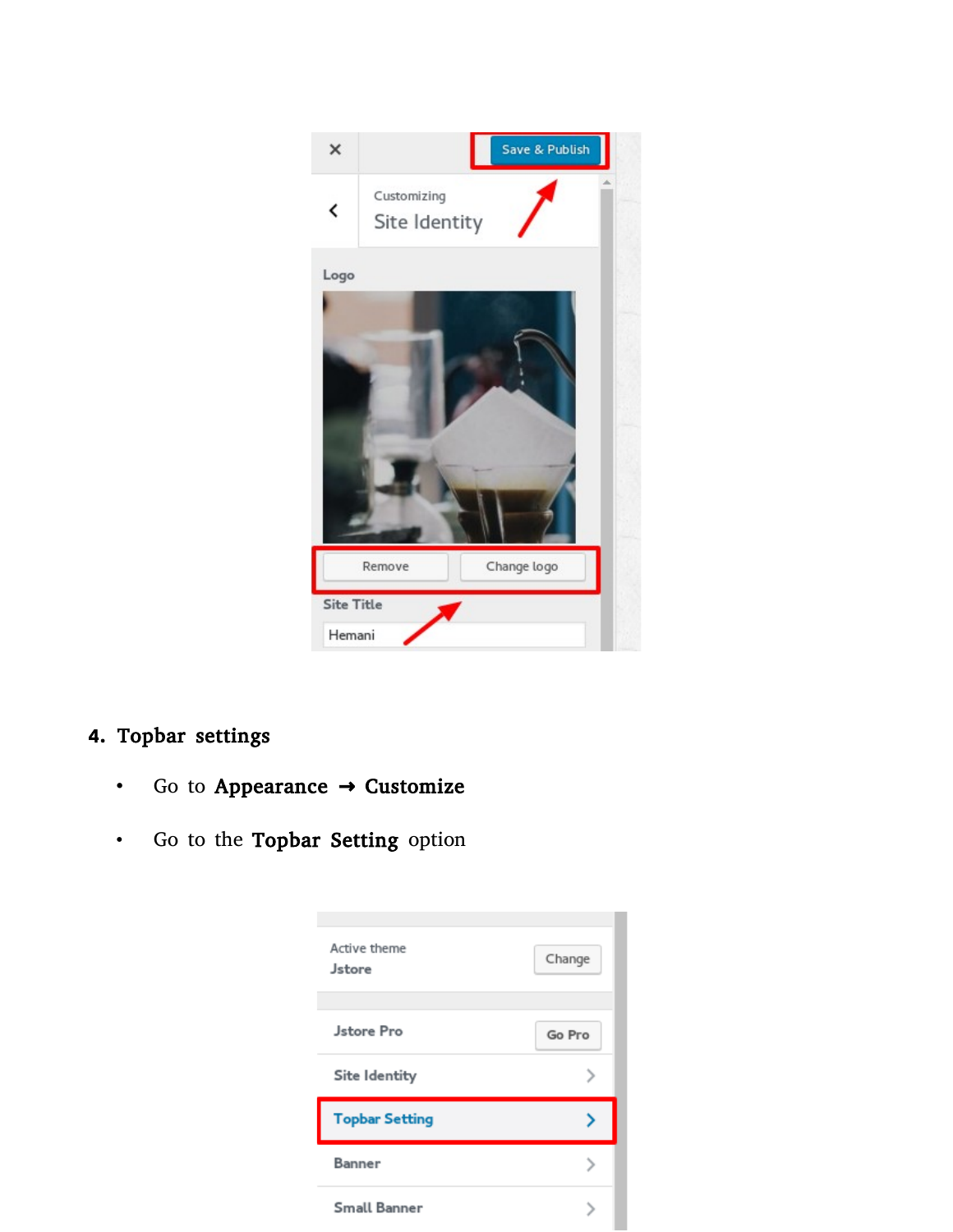**4. Topbar settings**

- Go to **Appearance → Customize**
- Go to the **Topbar Setting** option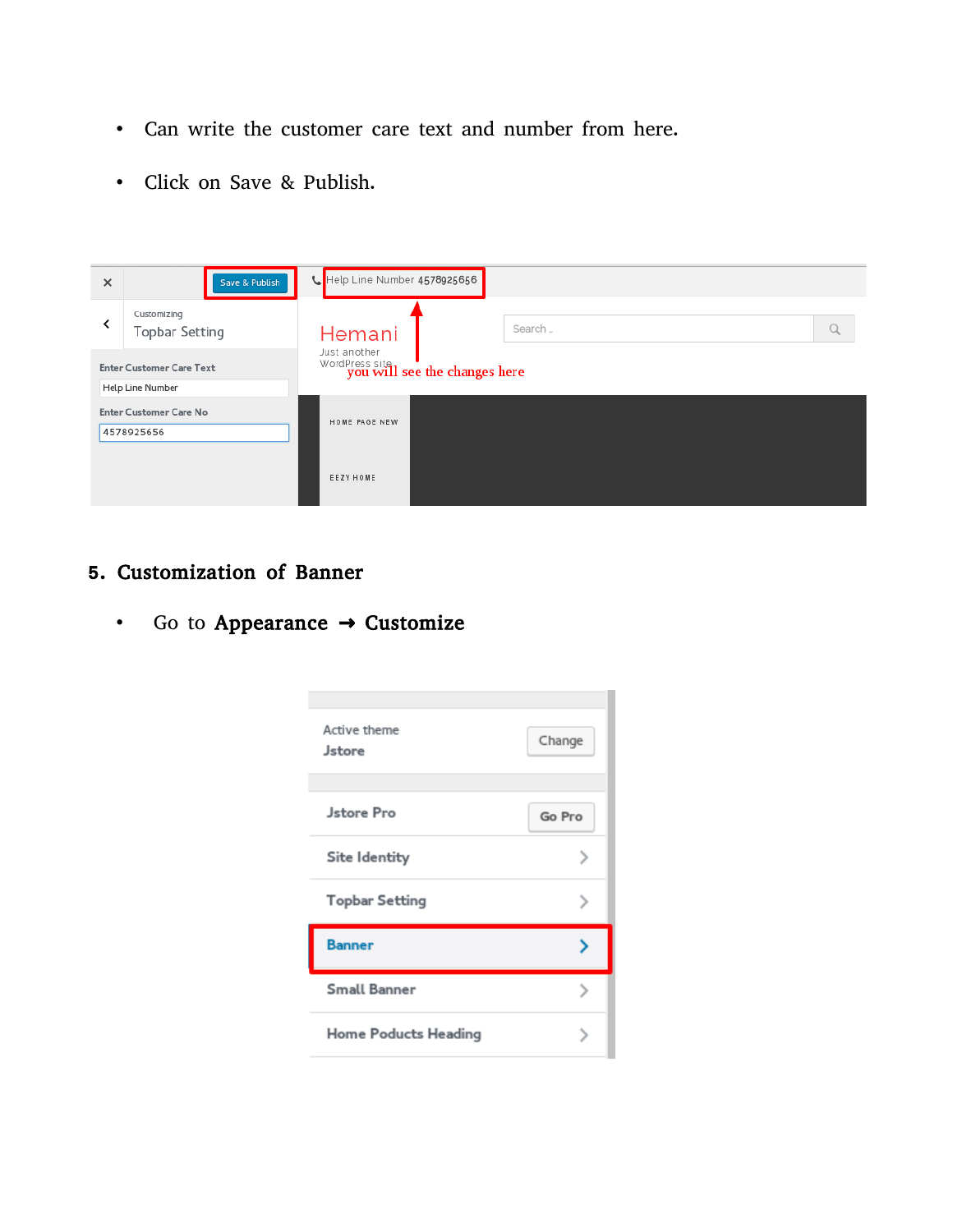- Can write the customer care text and number from here.
- Click on Save & Publish.

## 5. Customization of Banner

- Go to **Appearance ➞ Customize**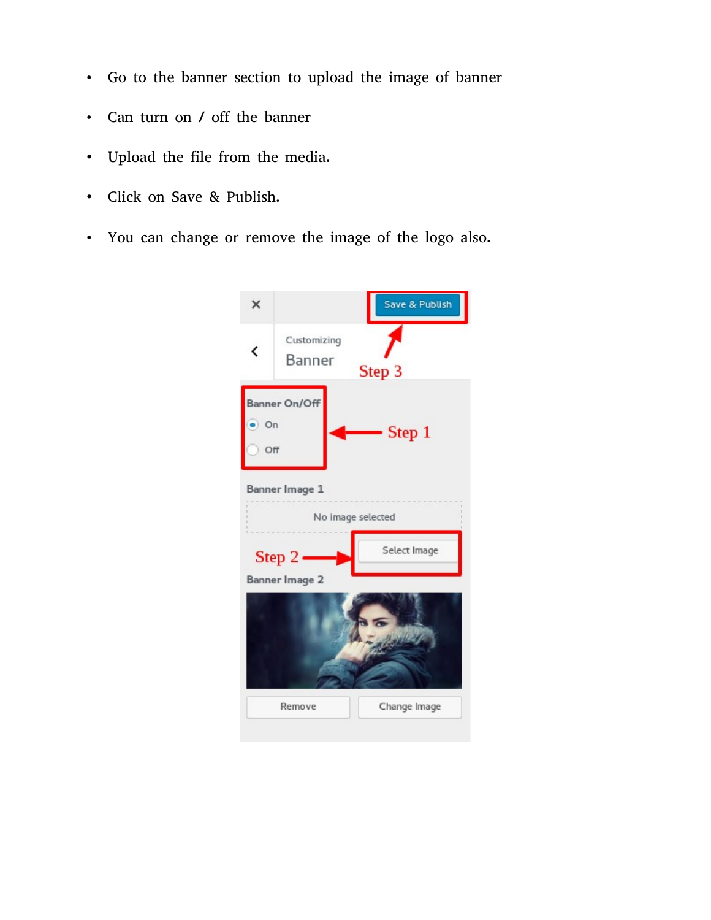- Go to the banner section to upload the image of banner
- Can turn on / off the banner
- Upload the file from the media.
- Click on Save & Publish.
- You can change or remove the image of the logo also.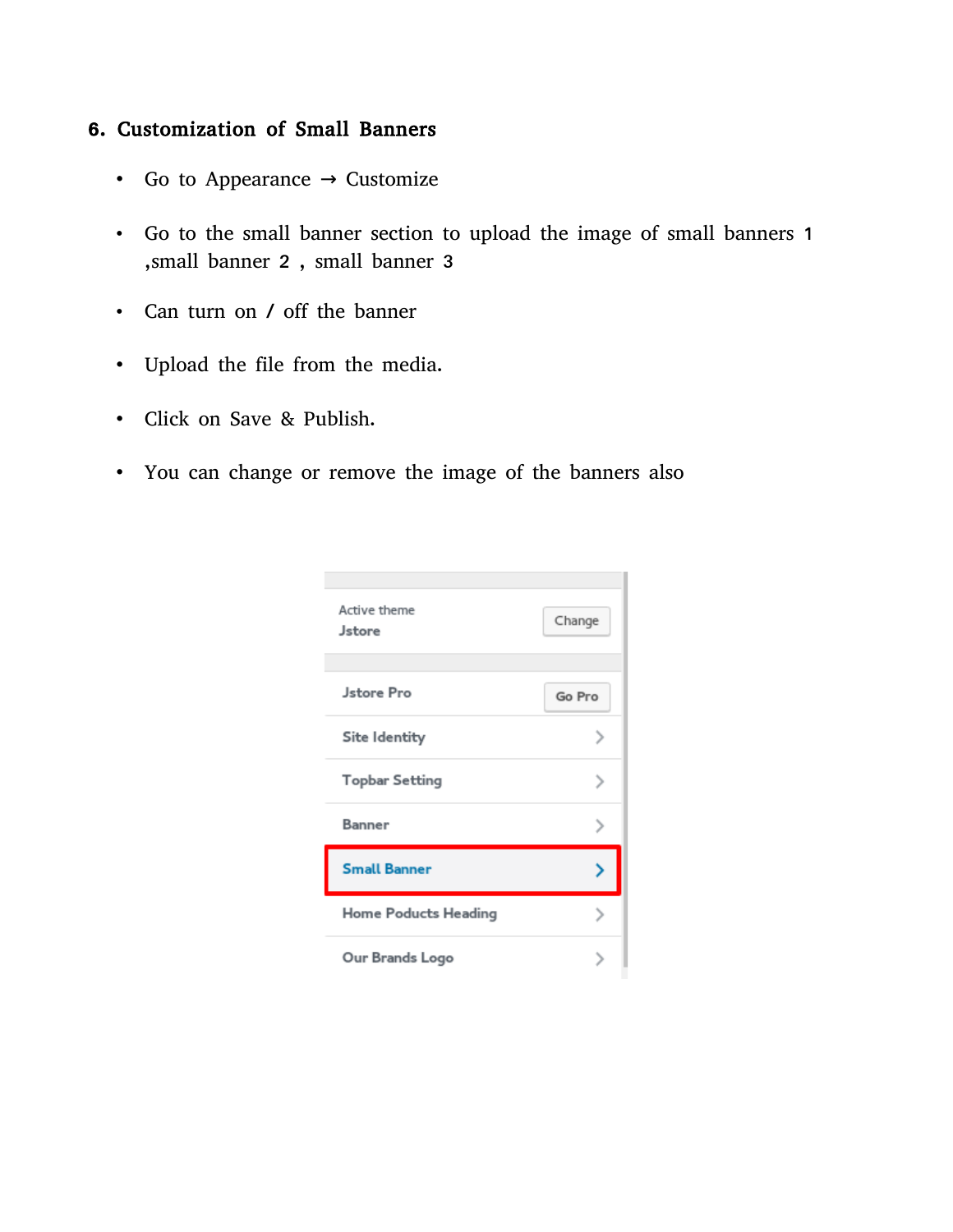## 6. Customization of Small Banners

- Go to Appearance → Customize
- Go to the small banner section to upload the image of small banners 1 ,small banner 2 , small banner 3
- Can turn on / off the banner
- Upload the file from the media.
- Click on Save & Publish.
- You can change or remove the image of the banners also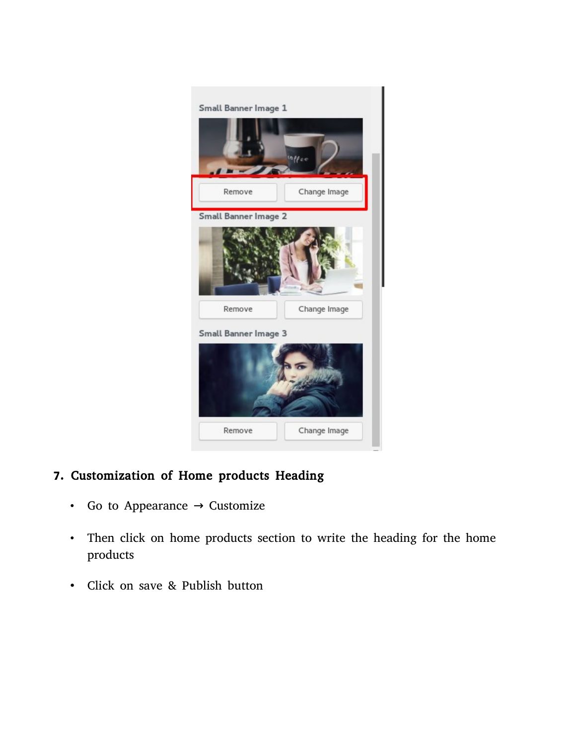## 7. Customization of Home products Heading

- Go to Appearance → Customize
- Then click on home products section to write the heading for the home products
- Click on save & Publish button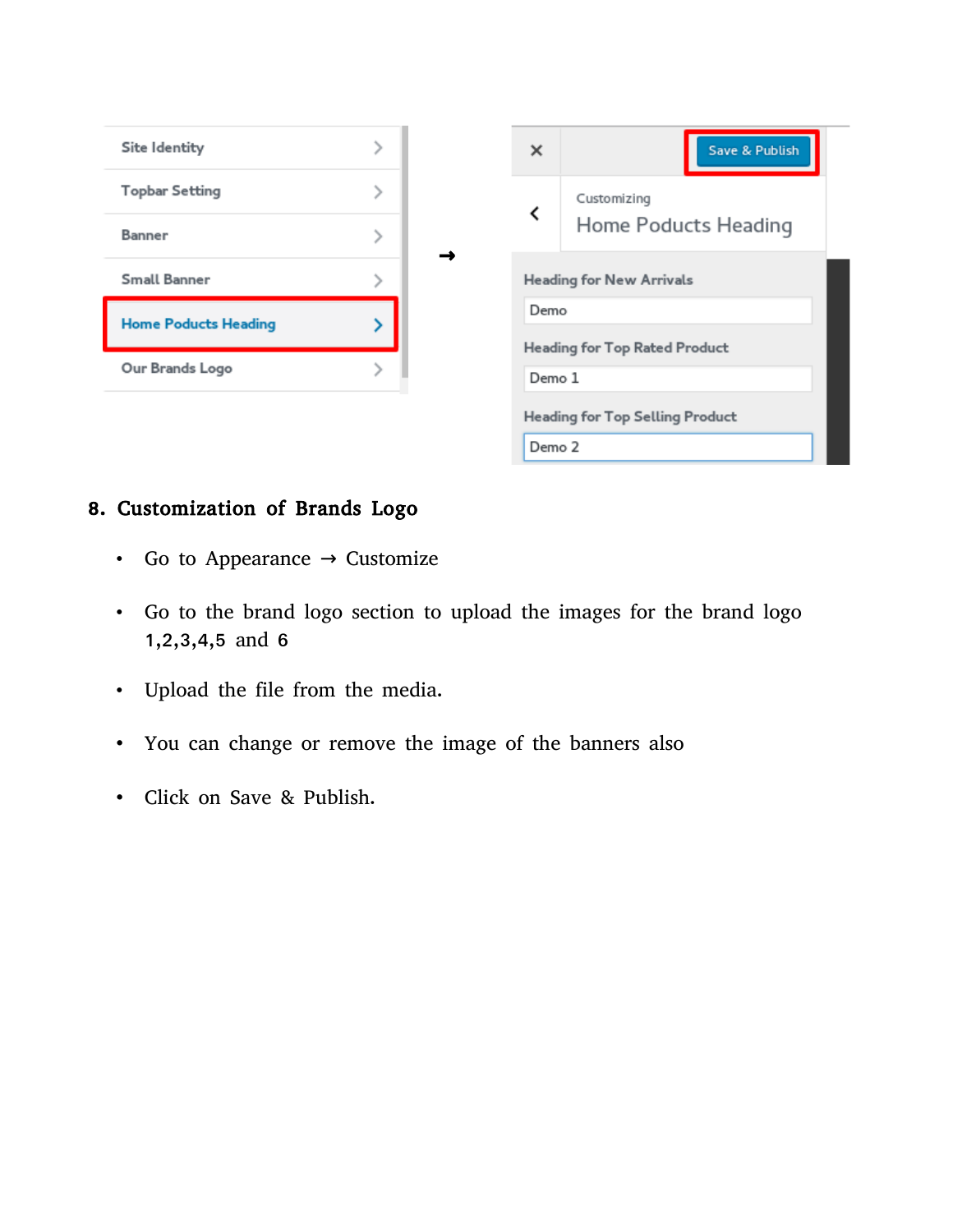## 8. Customization of Brands Logo

- Go to Appearance → Customize
- Go to the brand logo section to upload the images for the brand logo 1,2,3,4,5 and 6
- Upload the file from the media.
- You can change or remove the image of the banners also
- Click on Save & Publish.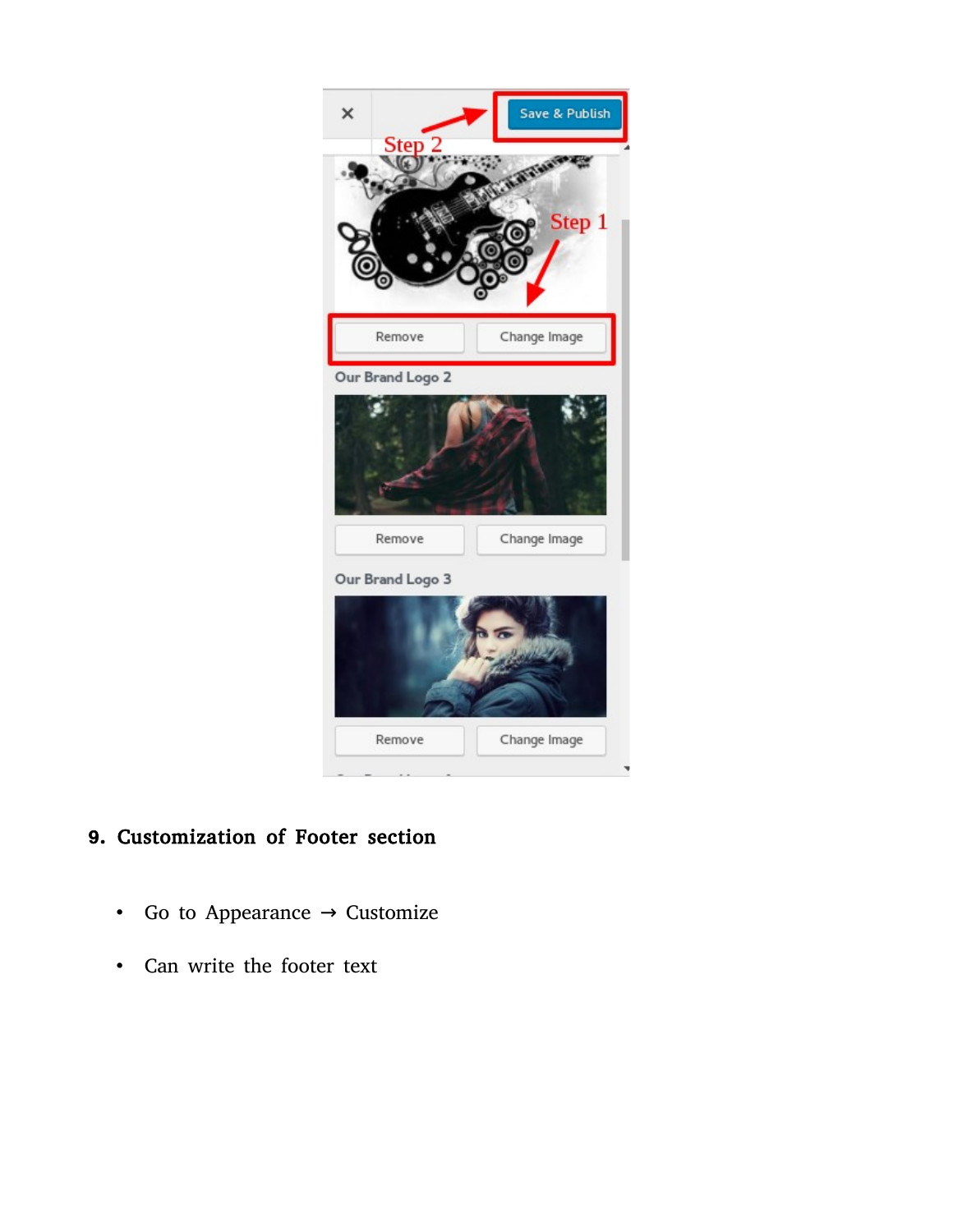## 9. Customization of Footer section

- Go to Appearance → Customize
- Can write the footer text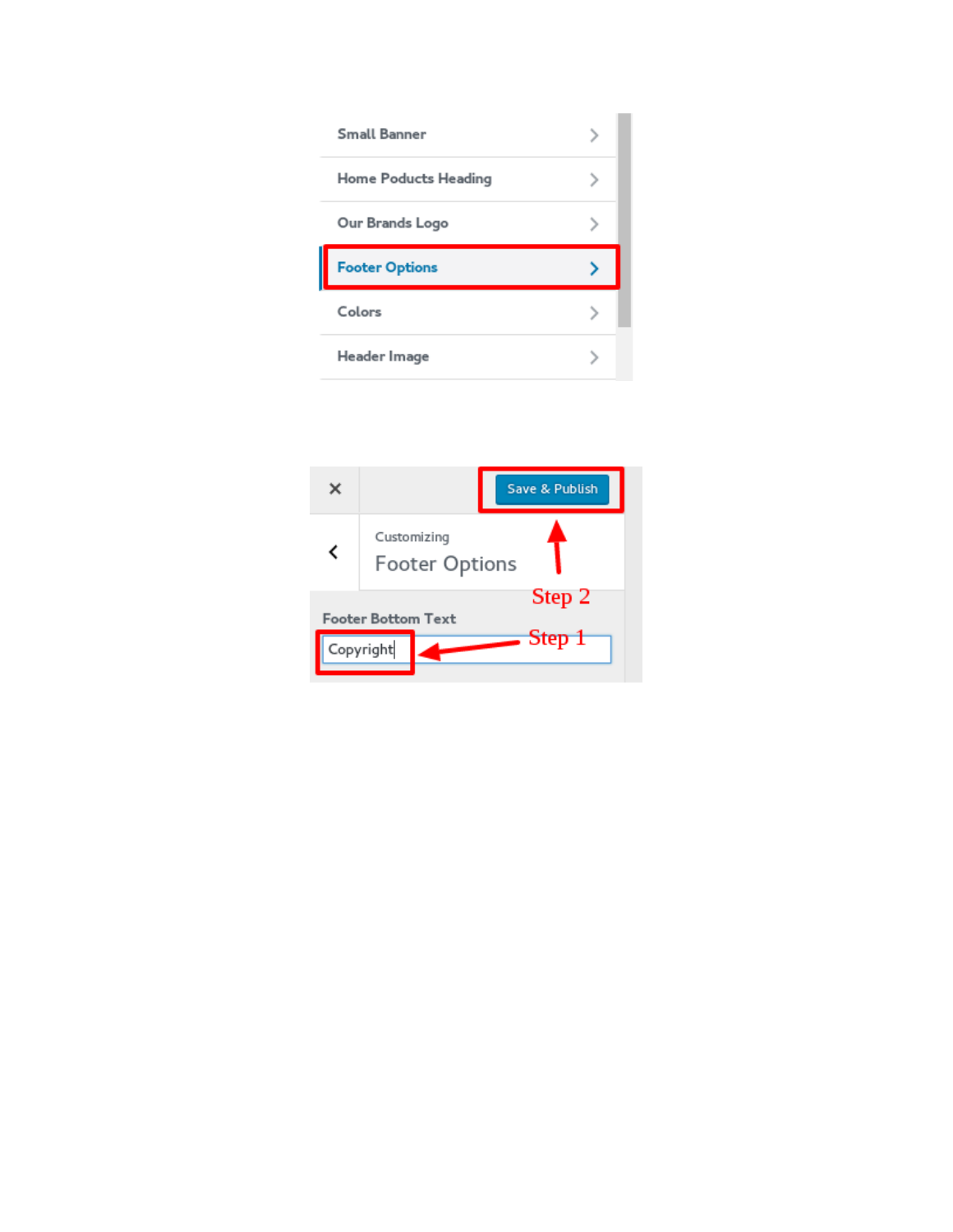Small Banner

Home Poducts Heading

Our Brands Logo

Footer Options

Colors

Header Image

Save & Publish

Customizing

Footer Options

Step 2

Footer Bottom Text

Copyright

Step 1